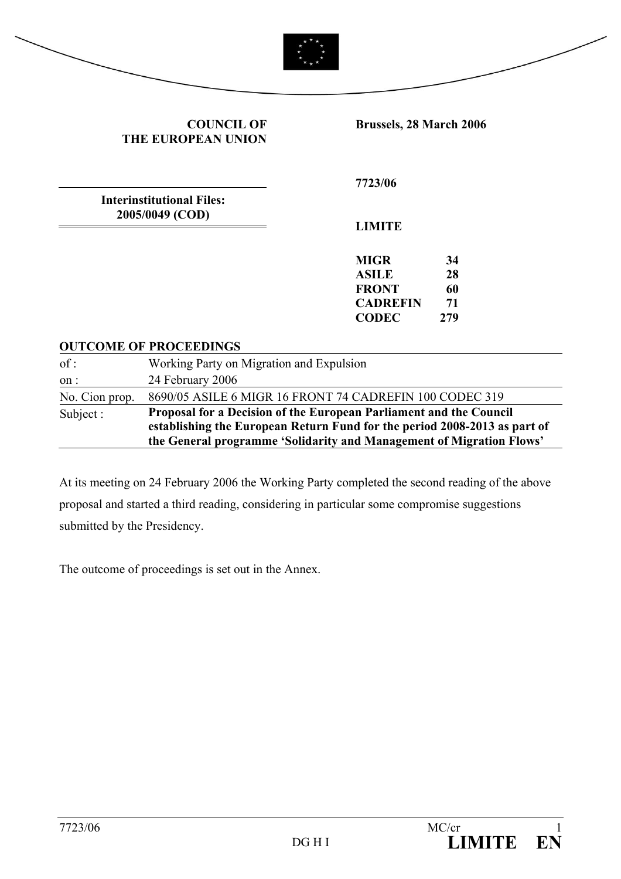**COUNCIL OF THE EUROPEAN UNION**

**Brussels, 28 March 2006**

**Interinstitutional Files: 2005/0049 (COD)**

**7723/06**

**LIMITE**

| | |
|---|---|
| **MIGR** | **34** |
| **ASILE** | **28** |
| **FRONT** | **60** |
| **CADREFIN** | **71** |
| **CODEC** | **279** |

**OUTCOME OF PROCEEDINGS**

| | |
|---|---|
| of : | Working Party on Migration and Expulsion |
| on : | 24 February 2006 |
| No. Cion prop. | 8690/05 ASILE 6 MIGR 16 FRONT 74 CADREFIN 100 CODEC 319 |
| Subject : | **Proposal for a Decision of the European Parliament and the Council establishing the European Return Fund for the period 2008-2013 as part of the General programme 'Solidarity and Management of Migration Flows'** |

At its meeting on 24 February 2006 the Working Party completed the second reading of the above proposal and started a third reading, considering in particular some compromise suggestions submitted by the Presidency.

The outcome of proceedings is set out in the Annex.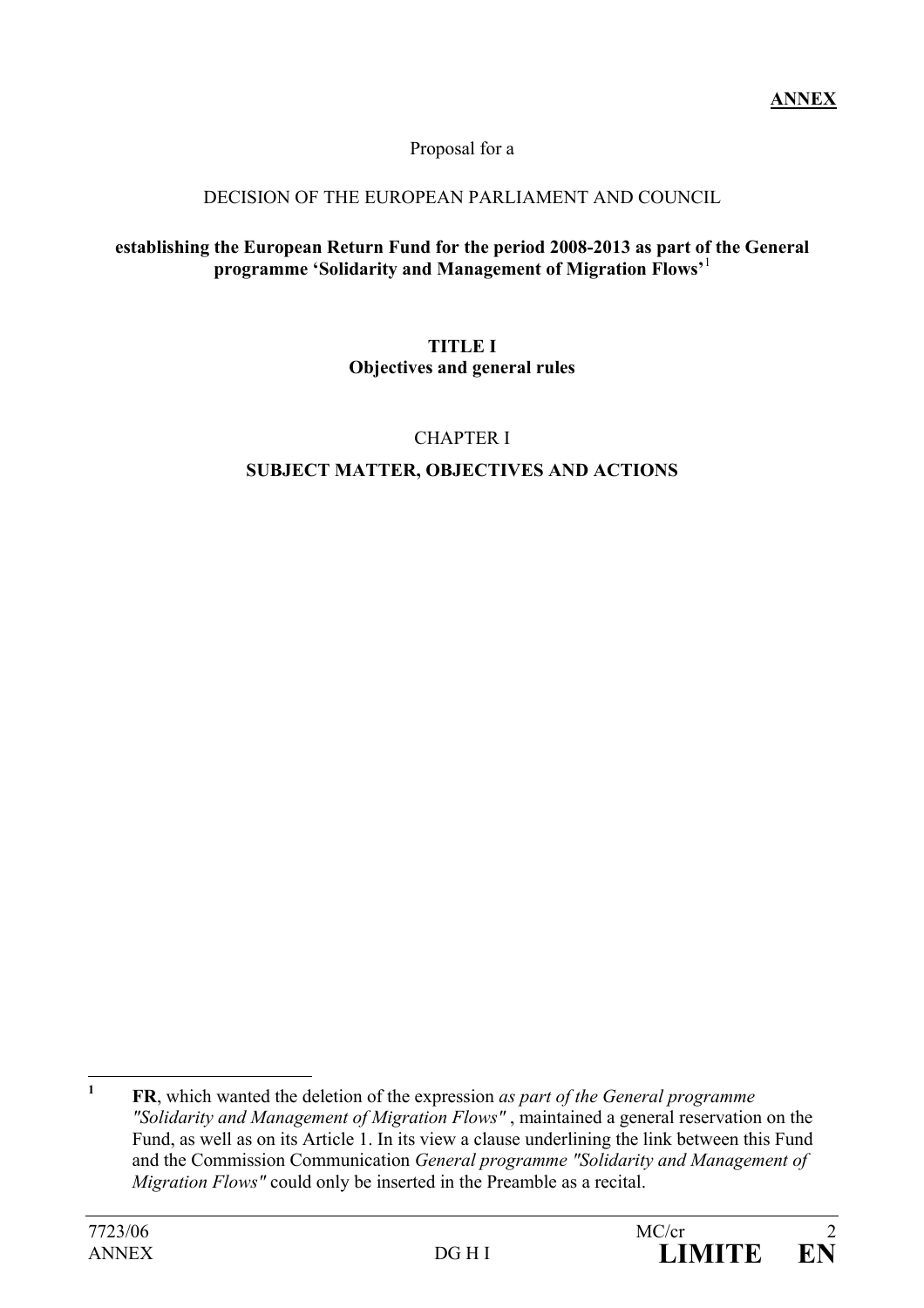**ANNEX**

Proposal for a

DECISION OF THE EUROPEAN PARLIAMENT AND COUNCIL

**establishing the European Return Fund for the period 2008-2013 as part of the General programme 'Solidarity and Management of Migration Flows'**[1]

## TITLE I
## Objectives and general rules

### CHAPTER I
### SUBJECT MATTER, OBJECTIVES AND ACTIONS

---

[1] **FR**, which wanted the deletion of the expression *as part of the General programme "Solidarity and Management of Migration Flows"* , maintained a general reservation on the Fund, as well as on its Article 1. In its view a clause underlining the link between this Fund and the Commission Communication *General programme "Solidarity and Management of Migration Flows"* could only be inserted in the Preamble as a recital.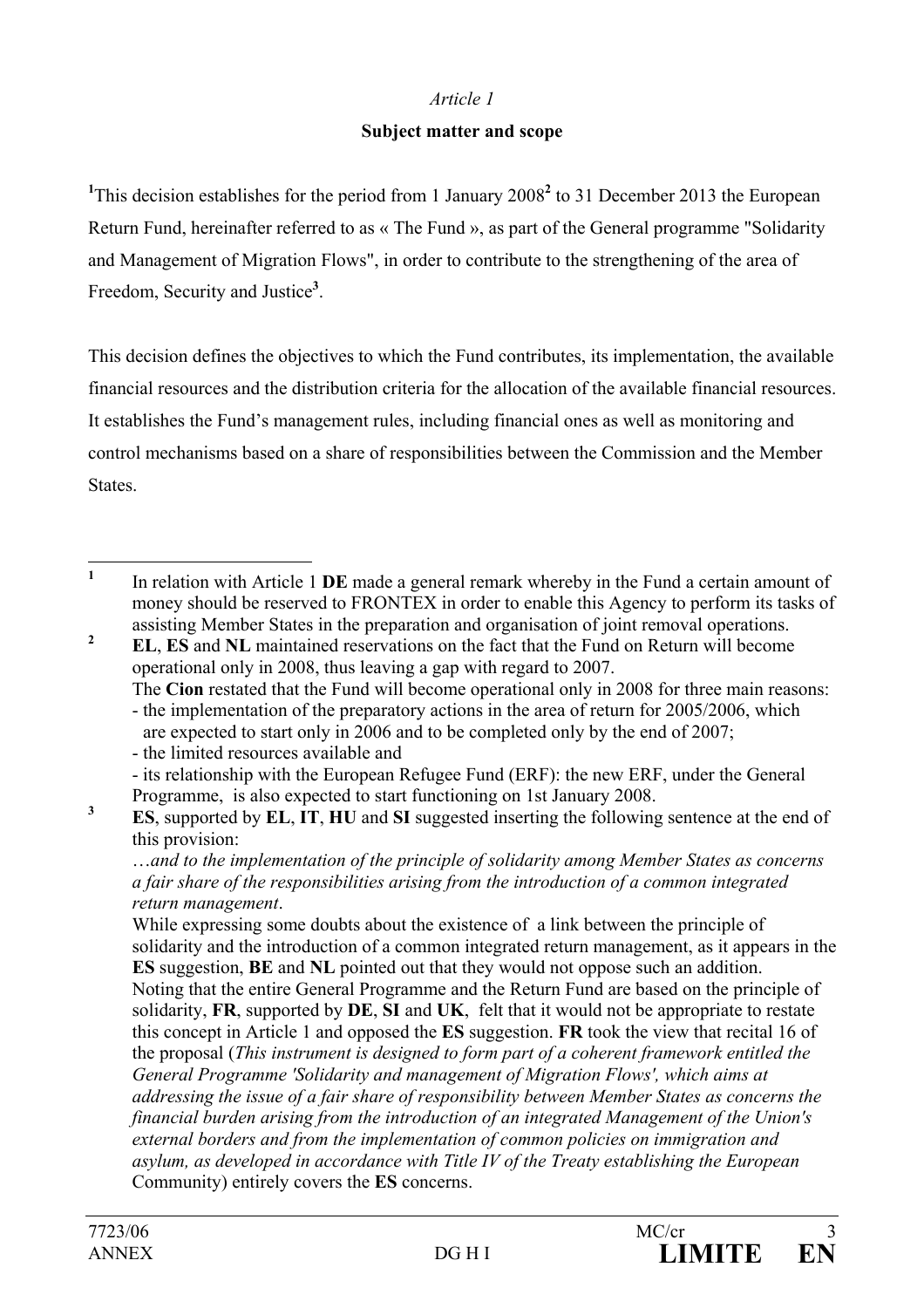*Article 1*

**Subject matter and scope**

[1]This decision establishes for the period from 1 January 2008[2] to 31 December 2013 the European Return Fund, hereinafter referred to as « The Fund », as part of the General programme "Solidarity and Management of Migration Flows", in order to contribute to the strengthening of the area of Freedom, Security and Justice[3].

This decision defines the objectives to which the Fund contributes, its implementation, the available financial resources and the distribution criteria for the allocation of the available financial resources. It establishes the Fund's management rules, including financial ones as well as monitoring and control mechanisms based on a share of responsibilities between the Commission and the Member States.

---

[1] In relation with Article 1 **DE** made a general remark whereby in the Fund a certain amount of money should be reserved to FRONTEX in order to enable this Agency to perform its tasks of assisting Member States in the preparation and organisation of joint removal operations.

[2] **EL**, **ES** and **NL** maintained reservations on the fact that the Fund on Return will become operational only in 2008, thus leaving a gap with regard to 2007.
The **Cion** restated that the Fund will become operational only in 2008 for three main reasons:
- the implementation of the preparatory actions in the area of return for 2005/2006, which are expected to start only in 2006 and to be completed only by the end of 2007;
- the limited resources available and
- its relationship with the European Refugee Fund (ERF): the new ERF, under the General Programme, is also expected to start functioning on 1st January 2008.

[3] **ES**, supported by **EL**, **IT**, **HU** and **SI** suggested inserting the following sentence at the end of this provision:
*…and to the implementation of the principle of solidarity among Member States as concerns a fair share of the responsibilities arising from the introduction of a common integrated return management*.
While expressing some doubts about the existence of a link between the principle of solidarity and the introduction of a common integrated return management, as it appears in the **ES** suggestion, **BE** and **NL** pointed out that they would not oppose such an addition.
Noting that the entire General Programme and the Return Fund are based on the principle of solidarity, **FR**, supported by **DE**, **SI** and **UK**, felt that it would not be appropriate to restate this concept in Article 1 and opposed the **ES** suggestion. **FR** took the view that recital 16 of the proposal (*This instrument is designed to form part of a coherent framework entitled the General Programme 'Solidarity and management of Migration Flows', which aims at addressing the issue of a fair share of responsibility between Member States as concerns the financial burden arising from the introduction of an integrated Management of the Union's external borders and from the implementation of common policies on immigration and asylum, as developed in accordance with Title IV of the Treaty establishing the European* Community) entirely covers the **ES** concerns.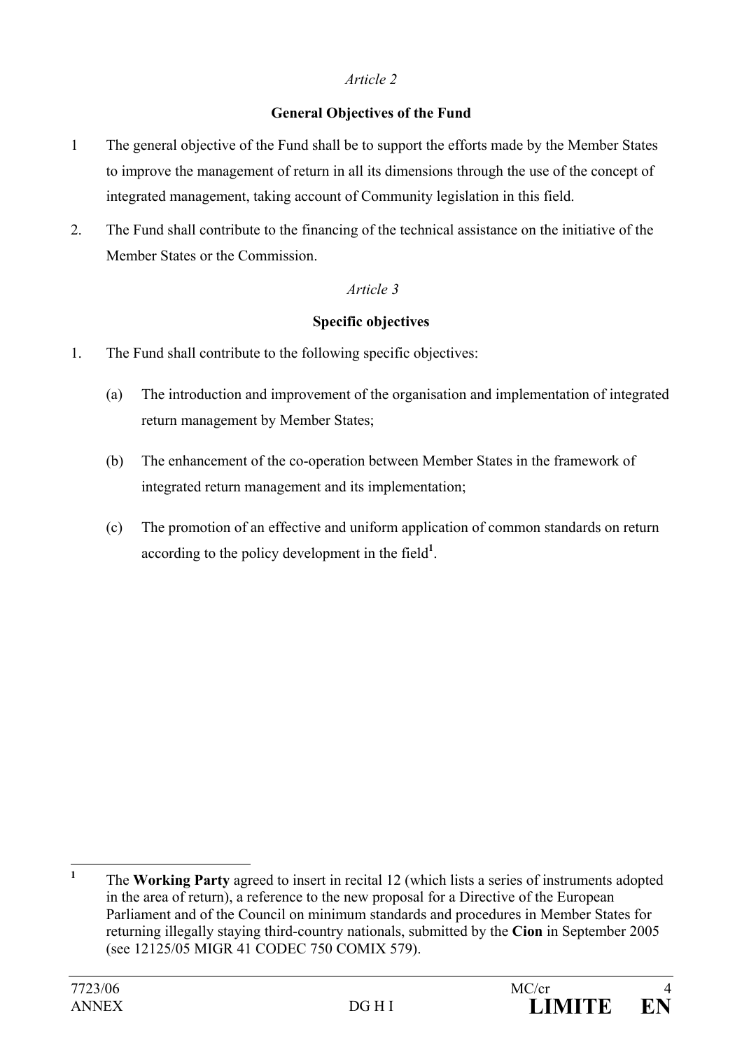*Article 2*

**General Objectives of the Fund**

1 The general objective of the Fund shall be to support the efforts made by the Member States to improve the management of return in all its dimensions through the use of the concept of integrated management, taking account of Community legislation in this field.

2. The Fund shall contribute to the financing of the technical assistance on the initiative of the Member States or the Commission.

*Article 3*

**Specific objectives**

1. The Fund shall contribute to the following specific objectives:

   (a) The introduction and improvement of the organisation and implementation of integrated return management by Member States;

   (b) The enhancement of the co-operation between Member States in the framework of integrated return management and its implementation;

   (c) The promotion of an effective and uniform application of common standards on return according to the policy development in the field[1].

---

[1] The **Working Party** agreed to insert in recital 12 (which lists a series of instruments adopted in the area of return), a reference to the new proposal for a Directive of the European Parliament and of the Council on minimum standards and procedures in Member States for returning illegally staying third-country nationals, submitted by the **Cion** in September 2005 (see 12125/05 MIGR 41 CODEC 750 COMIX 579).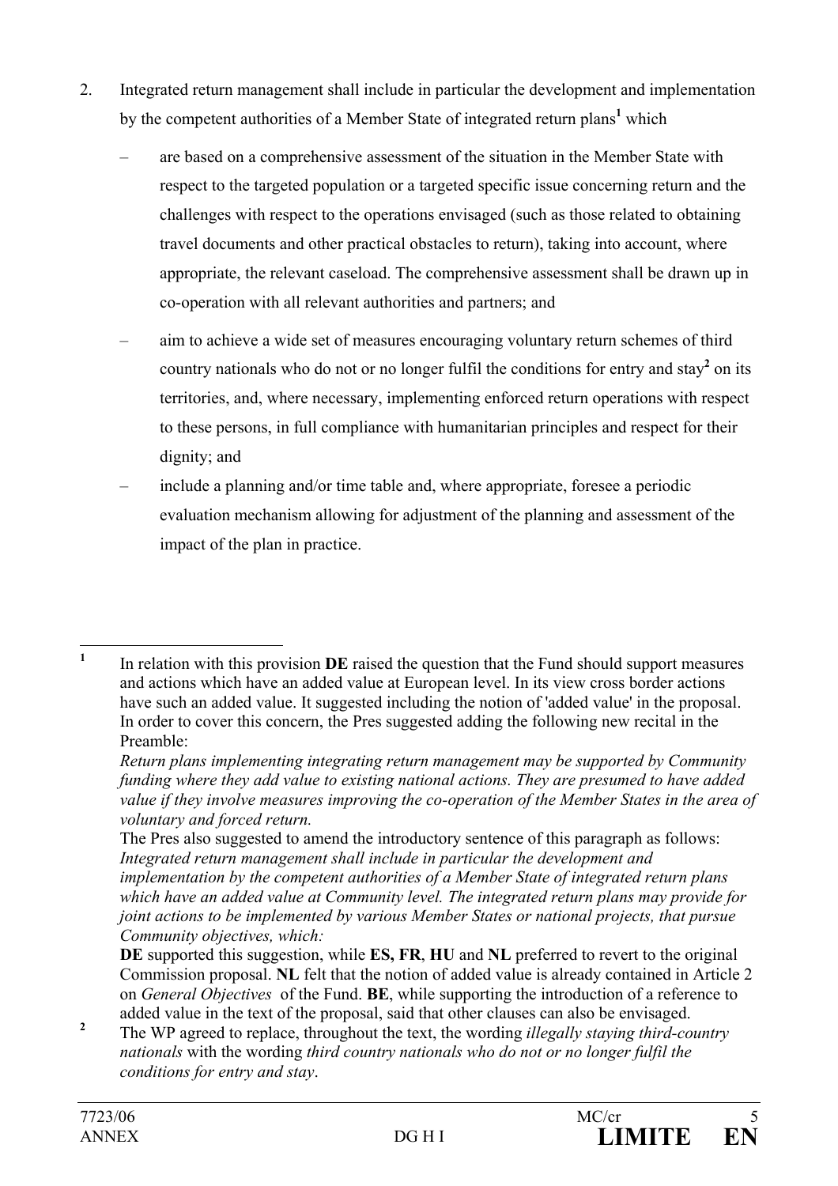2. Integrated return management shall include in particular the development and implementation by the competent authorities of a Member State of integrated return plans[1] which

   – are based on a comprehensive assessment of the situation in the Member State with respect to the targeted population or a targeted specific issue concerning return and the challenges with respect to the operations envisaged (such as those related to obtaining travel documents and other practical obstacles to return), taking into account, where appropriate, the relevant caseload. The comprehensive assessment shall be drawn up in co-operation with all relevant authorities and partners; and

   – aim to achieve a wide set of measures encouraging voluntary return schemes of third country nationals who do not or no longer fulfil the conditions for entry and stay[2] on its territories, and, where necessary, implementing enforced return operations with respect to these persons, in full compliance with humanitarian principles and respect for their dignity; and

   – include a planning and/or time table and, where appropriate, foresee a periodic evaluation mechanism allowing for adjustment of the planning and assessment of the impact of the plan in practice.

---

[1] In relation with this provision **DE** raised the question that the Fund should support measures and actions which have an added value at European level. In its view cross border actions have such an added value. It suggested including the notion of 'added value' in the proposal. In order to cover this concern, the Pres suggested adding the following new recital in the Preamble:
*Return plans implementing integrating return management may be supported by Community funding where they add value to existing national actions. They are presumed to have added value if they involve measures improving the co-operation of the Member States in the area of voluntary and forced return.*
The Pres also suggested to amend the introductory sentence of this paragraph as follows:
*Integrated return management shall include in particular the development and implementation by the competent authorities of a Member State of integrated return plans which have an added value at Community level. The integrated return plans may provide for joint actions to be implemented by various Member States or national projects, that pursue Community objectives, which:*
**DE** supported this suggestion, while **ES, FR**, **HU** and **NL** preferred to revert to the original Commission proposal. **NL** felt that the notion of added value is already contained in Article 2 on *General Objectives* of the Fund. **BE**, while supporting the introduction of a reference to added value in the text of the proposal, said that other clauses can also be envisaged.

[2] The WP agreed to replace, throughout the text, the wording *illegally staying third-country nationals* with the wording *third country nationals who do not or no longer fulfil the conditions for entry and stay*.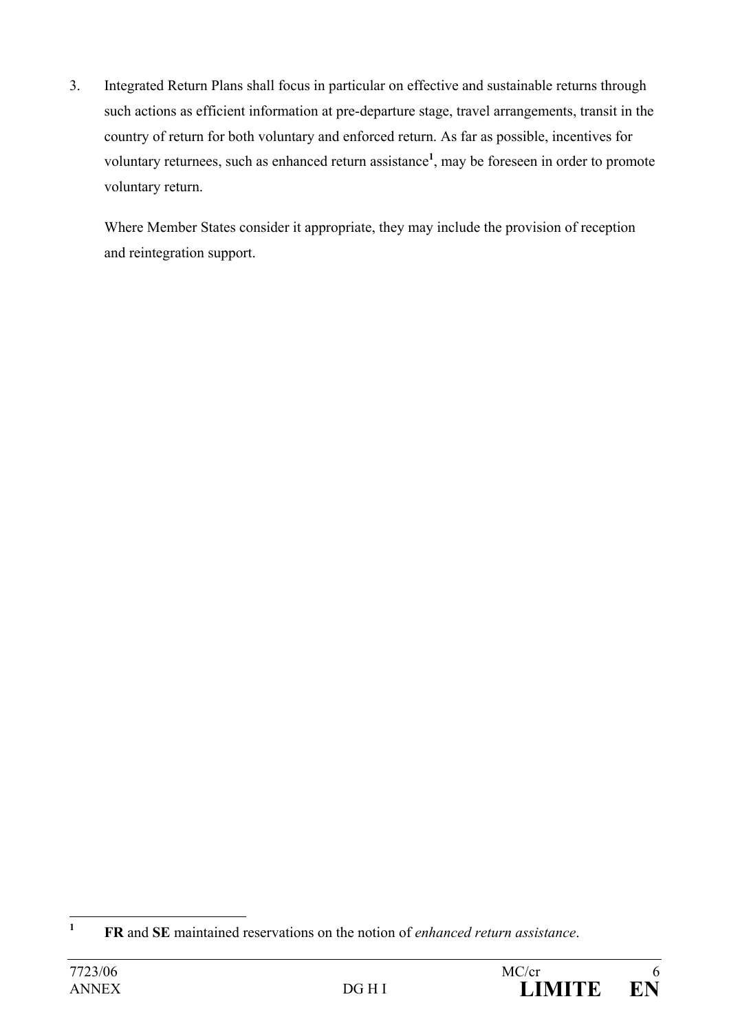3. Integrated Return Plans shall focus in particular on effective and sustainable returns through such actions as efficient information at pre-departure stage, travel arrangements, transit in the country of return for both voluntary and enforced return. As far as possible, incentives for voluntary returnees, such as enhanced return assistance[1], may be foreseen in order to promote voluntary return.

   Where Member States consider it appropriate, they may include the provision of reception and reintegration support.

---

[1] **FR** and **SE** maintained reservations on the notion of *enhanced return assistance*.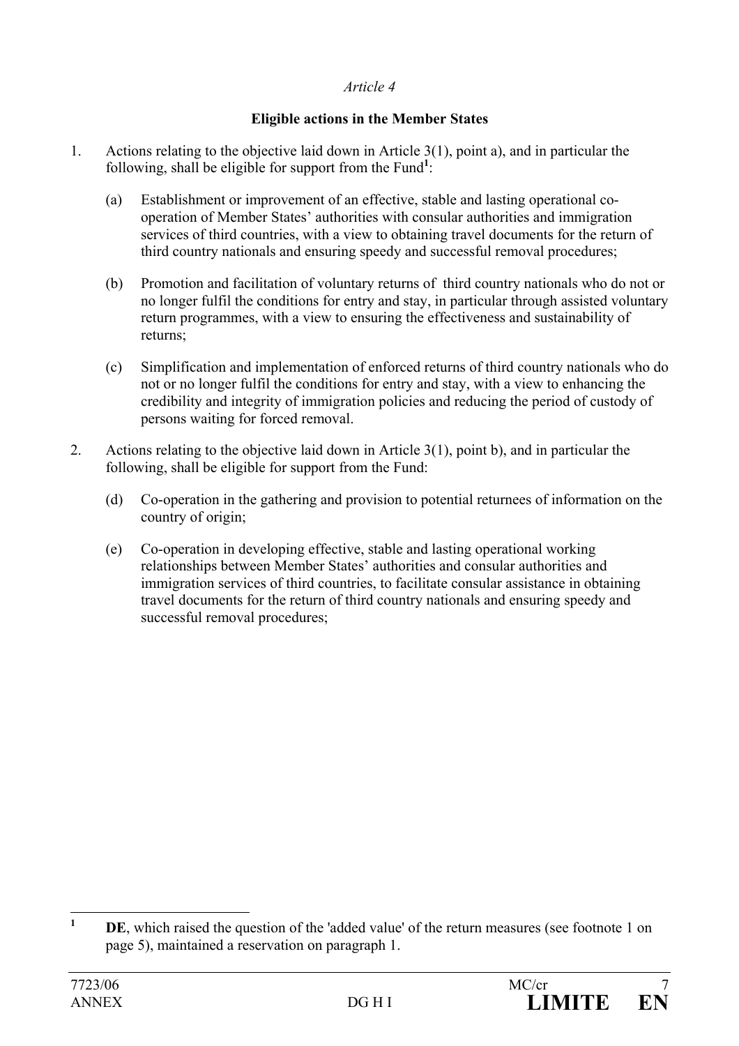*Article 4*

**Eligible actions in the Member States**

1. Actions relating to the objective laid down in Article 3(1), point a), and in particular the following, shall be eligible for support from the Fund[1]:

   (a) Establishment or improvement of an effective, stable and lasting operational co-operation of Member States' authorities with consular authorities and immigration services of third countries, with a view to obtaining travel documents for the return of third country nationals and ensuring speedy and successful removal procedures;

   (b) Promotion and facilitation of voluntary returns of third country nationals who do not or no longer fulfil the conditions for entry and stay, in particular through assisted voluntary return programmes, with a view to ensuring the effectiveness and sustainability of returns;

   (c) Simplification and implementation of enforced returns of third country nationals who do not or no longer fulfil the conditions for entry and stay, with a view to enhancing the credibility and integrity of immigration policies and reducing the period of custody of persons waiting for forced removal.

2. Actions relating to the objective laid down in Article 3(1), point b), and in particular the following, shall be eligible for support from the Fund:

   (d) Co-operation in the gathering and provision to potential returnees of information on the country of origin;

   (e) Co-operation in developing effective, stable and lasting operational working relationships between Member States' authorities and consular authorities and immigration services of third countries, to facilitate consular assistance in obtaining travel documents for the return of third country nationals and ensuring speedy and successful removal procedures;

---

[1] **DE**, which raised the question of the 'added value' of the return measures (see footnote 1 on page 5), maintained a reservation on paragraph 1.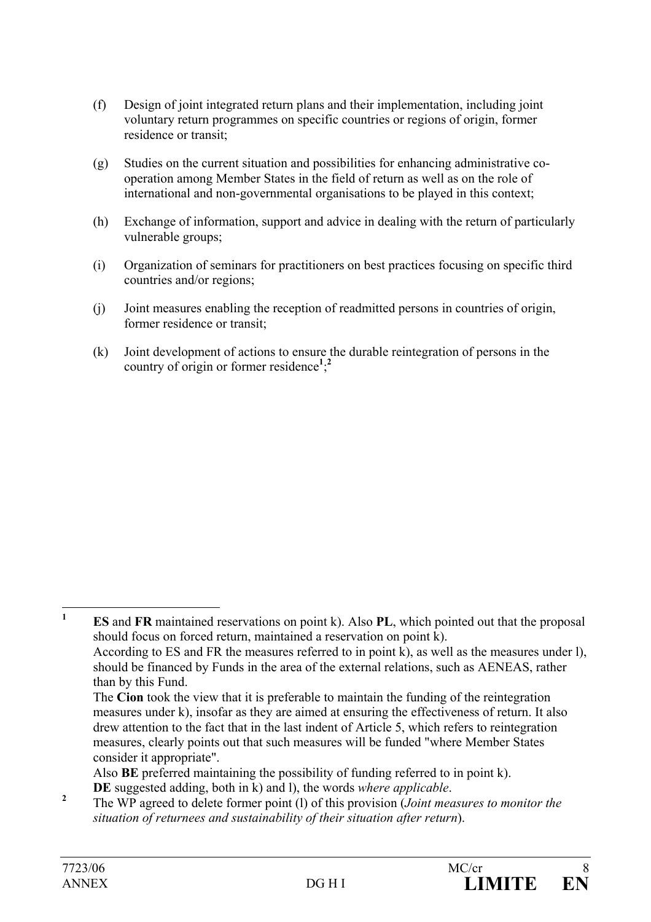(f) Design of joint integrated return plans and their implementation, including joint voluntary return programmes on specific countries or regions of origin, former residence or transit;

(g) Studies on the current situation and possibilities for enhancing administrative co-operation among Member States in the field of return as well as on the role of international and non-governmental organisations to be played in this context;

(h) Exchange of information, support and advice in dealing with the return of particularly vulnerable groups;

(i) Organization of seminars for practitioners on best practices focusing on specific third countries and/or regions;

(j) Joint measures enabling the reception of readmitted persons in countries of origin, former residence or transit;

(k) Joint development of actions to ensure the durable reintegration of persons in the country of origin or former residence[1];[2]

---

[1] **ES** and **FR** maintained reservations on point k). Also **PL**, which pointed out that the proposal should focus on forced return, maintained a reservation on point k).
According to ES and FR the measures referred to in point k), as well as the measures under l), should be financed by Funds in the area of the external relations, such as AENEAS, rather than by this Fund.
The **Cion** took the view that it is preferable to maintain the funding of the reintegration measures under k), insofar as they are aimed at ensuring the effectiveness of return. It also drew attention to the fact that in the last indent of Article 5, which refers to reintegration measures, clearly points out that such measures will be funded "where Member States consider it appropriate".
Also **BE** preferred maintaining the possibility of funding referred to in point k).
**DE** suggested adding, both in k) and l), the words *where applicable*.

[2] The WP agreed to delete former point (l) of this provision (*Joint measures to monitor the situation of returnees and sustainability of their situation after return*).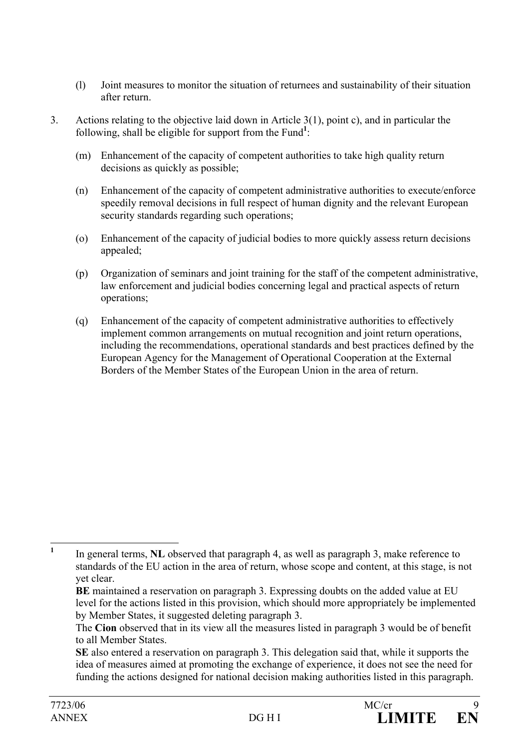(l) Joint measures to monitor the situation of returnees and sustainability of their situation after return.

3. Actions relating to the objective laid down in Article 3(1), point c), and in particular the following, shall be eligible for support from the Fund[1]:

   (m) Enhancement of the capacity of competent authorities to take high quality return decisions as quickly as possible;

   (n) Enhancement of the capacity of competent administrative authorities to execute/enforce speedily removal decisions in full respect of human dignity and the relevant European security standards regarding such operations;

   (o) Enhancement of the capacity of judicial bodies to more quickly assess return decisions appealed;

   (p) Organization of seminars and joint training for the staff of the competent administrative, law enforcement and judicial bodies concerning legal and practical aspects of return operations;

   (q) Enhancement of the capacity of competent administrative authorities to effectively implement common arrangements on mutual recognition and joint return operations, including the recommendations, operational standards and best practices defined by the European Agency for the Management of Operational Cooperation at the External Borders of the Member States of the European Union in the area of return.

---

[1] In general terms, **NL** observed that paragraph 4, as well as paragraph 3, make reference to standards of the EU action in the area of return, whose scope and content, at this stage, is not yet clear.
**BE** maintained a reservation on paragraph 3. Expressing doubts on the added value at EU level for the actions listed in this provision, which should more appropriately be implemented by Member States, it suggested deleting paragraph 3.
The **Cion** observed that in its view all the measures listed in paragraph 3 would be of benefit to all Member States.
**SE** also entered a reservation on paragraph 3. This delegation said that, while it supports the idea of measures aimed at promoting the exchange of experience, it does not see the need for funding the actions designed for national decision making authorities listed in this paragraph.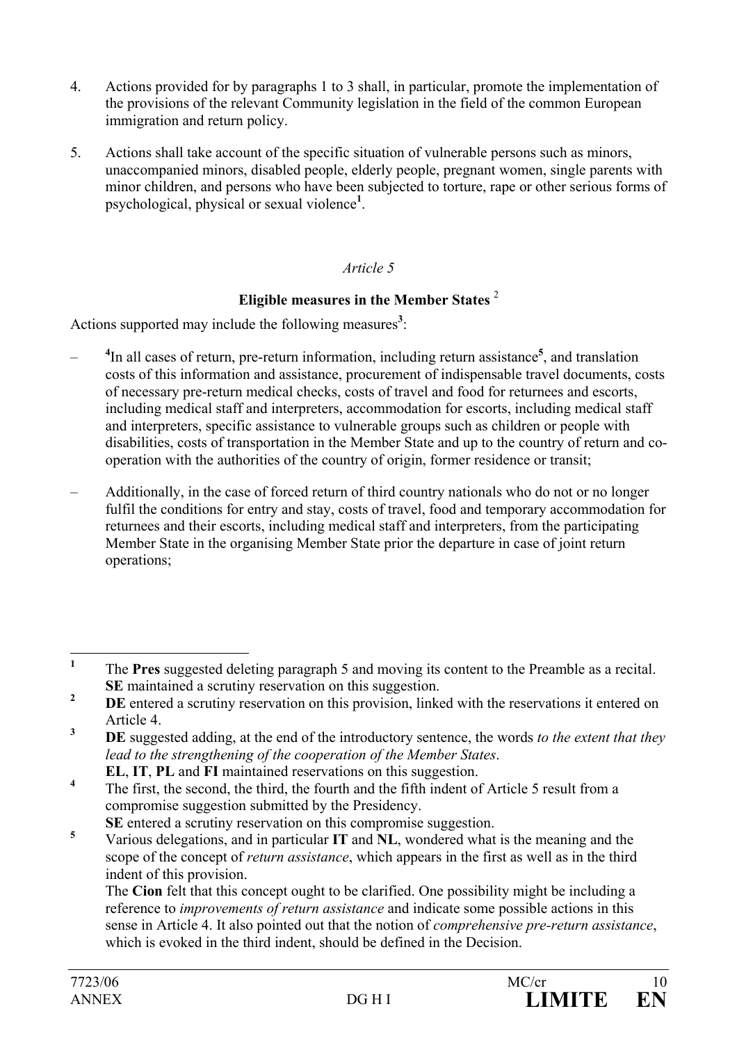4. Actions provided for by paragraphs 1 to 3 shall, in particular, promote the implementation of the provisions of the relevant Community legislation in the field of the common European immigration and return policy.

5. Actions shall take account of the specific situation of vulnerable persons such as minors, unaccompanied minors, disabled people, elderly people, pregnant women, single parents with minor children, and persons who have been subjected to torture, rape or other serious forms of psychological, physical or sexual violence[1].

*Article 5*

**Eligible measures in the Member States** [2]

Actions supported may include the following measures[3]:

– [4]In all cases of return, pre-return information, including return assistance[5], and translation costs of this information and assistance, procurement of indispensable travel documents, costs of necessary pre-return medical checks, costs of travel and food for returnees and escorts, including medical staff and interpreters, accommodation for escorts, including medical staff and interpreters, specific assistance to vulnerable groups such as children or people with disabilities, costs of transportation in the Member State and up to the country of return and co-operation with the authorities of the country of origin, former residence or transit;

– Additionally, in the case of forced return of third country nationals who do not or no longer fulfil the conditions for entry and stay, costs of travel, food and temporary accommodation for returnees and their escorts, including medical staff and interpreters, from the participating Member State in the organising Member State prior the departure in case of joint return operations;

---

[1] The **Pres** suggested deleting paragraph 5 and moving its content to the Preamble as a recital. **SE** maintained a scrutiny reservation on this suggestion.

[2] **DE** entered a scrutiny reservation on this provision, linked with the reservations it entered on Article 4.

[3] **DE** suggested adding, at the end of the introductory sentence, the words *to the extent that they lead to the strengthening of the cooperation of the Member States*.
**EL**, **IT**, **PL** and **FI** maintained reservations on this suggestion.

[4] The first, the second, the third, the fourth and the fifth indent of Article 5 result from a compromise suggestion submitted by the Presidency.
**SE** entered a scrutiny reservation on this compromise suggestion.

[5] Various delegations, and in particular **IT** and **NL**, wondered what is the meaning and the scope of the concept of *return assistance*, which appears in the first as well as in the third indent of this provision.
The **Cion** felt that this concept ought to be clarified. One possibility might be including a reference to *improvements of return assistance* and indicate some possible actions in this sense in Article 4. It also pointed out that the notion of *comprehensive pre-return assistance*, which is evoked in the third indent, should be defined in the Decision.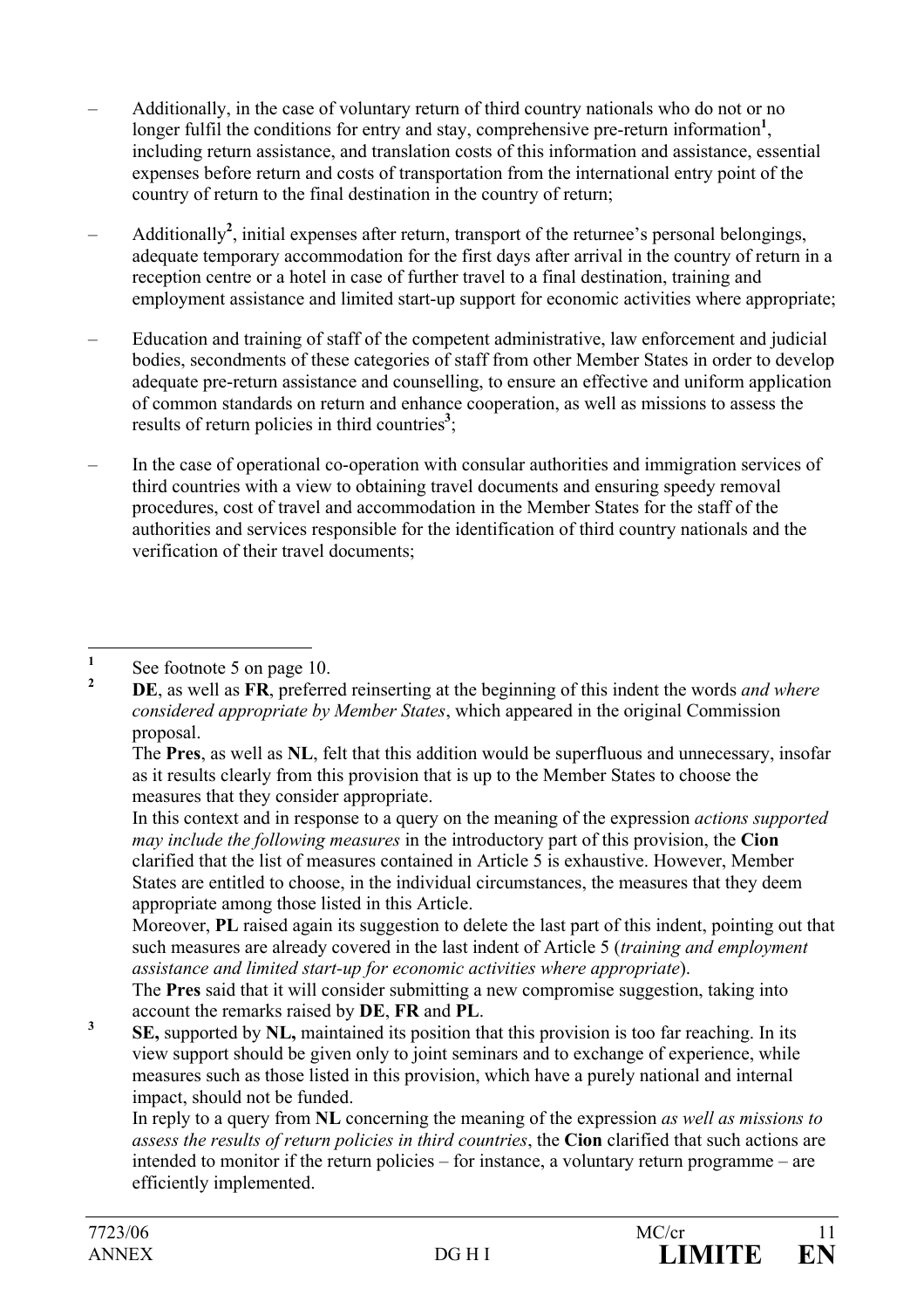– Additionally, in the case of voluntary return of third country nationals who do not or no longer fulfil the conditions for entry and stay, comprehensive pre-return information[1], including return assistance, and translation costs of this information and assistance, essential expenses before return and costs of transportation from the international entry point of the country of return to the final destination in the country of return;

– Additionally[2], initial expenses after return, transport of the returnee's personal belongings, adequate temporary accommodation for the first days after arrival in the country of return in a reception centre or a hotel in case of further travel to a final destination, training and employment assistance and limited start-up support for economic activities where appropriate;

– Education and training of staff of the competent administrative, law enforcement and judicial bodies, secondments of these categories of staff from other Member States in order to develop adequate pre-return assistance and counselling, to ensure an effective and uniform application of common standards on return and enhance cooperation, as well as missions to assess the results of return policies in third countries[3];

– In the case of operational co-operation with consular authorities and immigration services of third countries with a view to obtaining travel documents and ensuring speedy removal procedures, cost of travel and accommodation in the Member States for the staff of the authorities and services responsible for the identification of third country nationals and the verification of their travel documents;

---

[1] See footnote 5 on page 10.

[2] **DE**, as well as **FR**, preferred reinserting at the beginning of this indent the words *and where considered appropriate by Member States*, which appeared in the original Commission proposal.
The **Pres**, as well as **NL**, felt that this addition would be superfluous and unnecessary, insofar as it results clearly from this provision that is up to the Member States to choose the measures that they consider appropriate.
In this context and in response to a query on the meaning of the expression *actions supported may include the following measures* in the introductory part of this provision, the **Cion** clarified that the list of measures contained in Article 5 is exhaustive. However, Member States are entitled to choose, in the individual circumstances, the measures that they deem appropriate among those listed in this Article.
Moreover, **PL** raised again its suggestion to delete the last part of this indent, pointing out that such measures are already covered in the last indent of Article 5 (*training and employment assistance and limited start-up for economic activities where appropriate*).
The **Pres** said that it will consider submitting a new compromise suggestion, taking into account the remarks raised by **DE**, **FR** and **PL**.

[3] **SE,** supported by **NL,** maintained its position that this provision is too far reaching. In its view support should be given only to joint seminars and to exchange of experience, while measures such as those listed in this provision, which have a purely national and internal impact, should not be funded.
In reply to a query from **NL** concerning the meaning of the expression *as well as missions to assess the results of return policies in third countries*, the **Cion** clarified that such actions are intended to monitor if the return policies – for instance, a voluntary return programme – are efficiently implemented.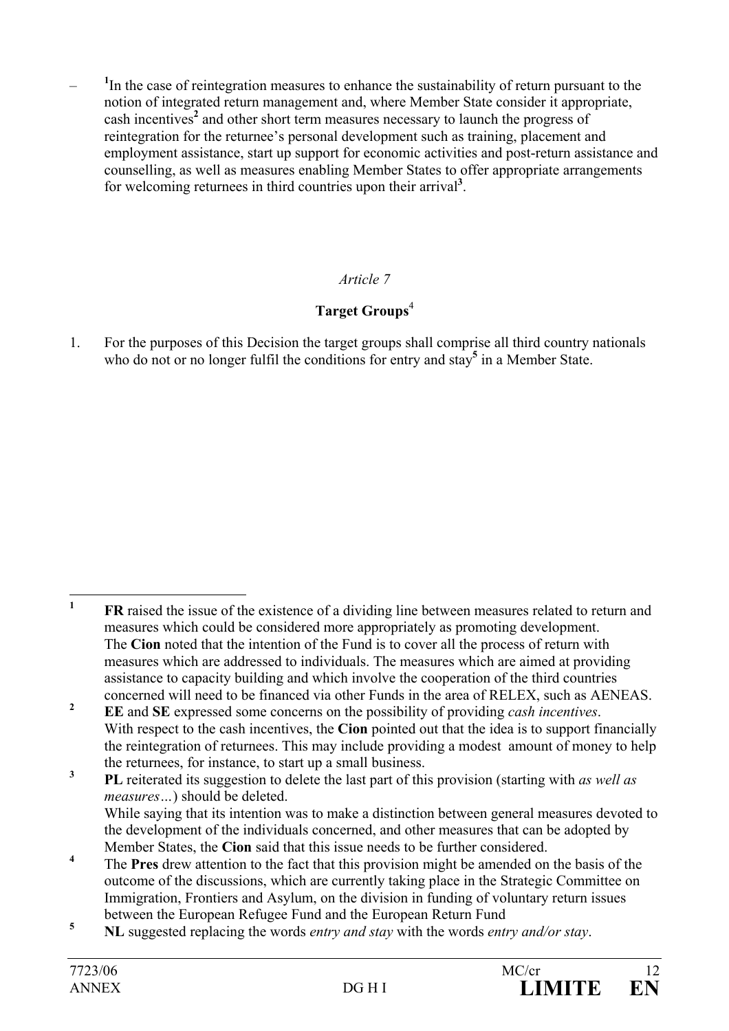– [1]In the case of reintegration measures to enhance the sustainability of return pursuant to the notion of integrated return management and, where Member State consider it appropriate, cash incentives[2] and other short term measures necessary to launch the progress of reintegration for the returnee's personal development such as training, placement and employment assistance, start up support for economic activities and post-return assistance and counselling, as well as measures enabling Member States to offer appropriate arrangements for welcoming returnees in third countries upon their arrival[3].

*Article 7*

**Target Groups**[4]

1. For the purposes of this Decision the target groups shall comprise all third country nationals who do not or no longer fulfil the conditions for entry and stay[5] in a Member State.

---

[1] **FR** raised the issue of the existence of a dividing line between measures related to return and measures which could be considered more appropriately as promoting development. The **Cion** noted that the intention of the Fund is to cover all the process of return with measures which are addressed to individuals. The measures which are aimed at providing assistance to capacity building and which involve the cooperation of the third countries concerned will need to be financed via other Funds in the area of RELEX, such as AENEAS.

[2] **EE** and **SE** expressed some concerns on the possibility of providing *cash incentives*. With respect to the cash incentives, the **Cion** pointed out that the idea is to support financially the reintegration of returnees. This may include providing a modest amount of money to help the returnees, for instance, to start up a small business.

[3] **PL** reiterated its suggestion to delete the last part of this provision (starting with *as well as measures…*) should be deleted. While saying that its intention was to make a distinction between general measures devoted to the development of the individuals concerned, and other measures that can be adopted by Member States, the **Cion** said that this issue needs to be further considered.

[4] The **Pres** drew attention to the fact that this provision might be amended on the basis of the outcome of the discussions, which are currently taking place in the Strategic Committee on Immigration, Frontiers and Asylum, on the division in funding of voluntary return issues between the European Refugee Fund and the European Return Fund

[5] **NL** suggested replacing the words *entry and stay* with the words *entry and/or stay*.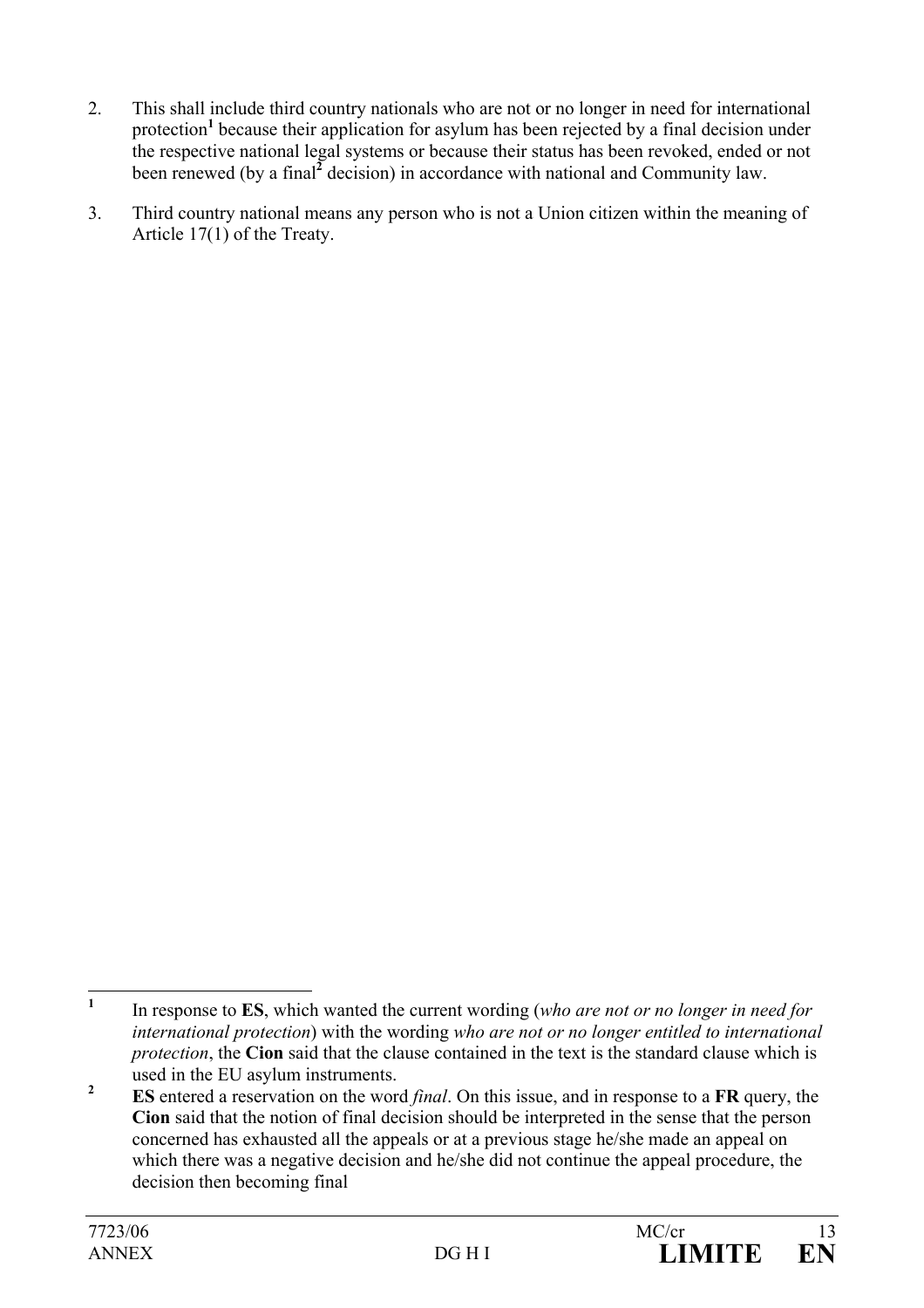2. This shall include third country nationals who are not or no longer in need for international protection[1] because their application for asylum has been rejected by a final decision under the respective national legal systems or because their status has been revoked, ended or not been renewed (by a final[2] decision) in accordance with national and Community law.

3. Third country national means any person who is not a Union citizen within the meaning of Article 17(1) of the Treaty.

---

[1] In response to **ES**, which wanted the current wording (*who are not or no longer in need for international protection*) with the wording *who are not or no longer entitled to international protection*, the **Cion** said that the clause contained in the text is the standard clause which is used in the EU asylum instruments.

[2] **ES** entered a reservation on the word *final*. On this issue, and in response to a **FR** query, the **Cion** said that the notion of final decision should be interpreted in the sense that the person concerned has exhausted all the appeals or at a previous stage he/she made an appeal on which there was a negative decision and he/she did not continue the appeal procedure, the decision then becoming final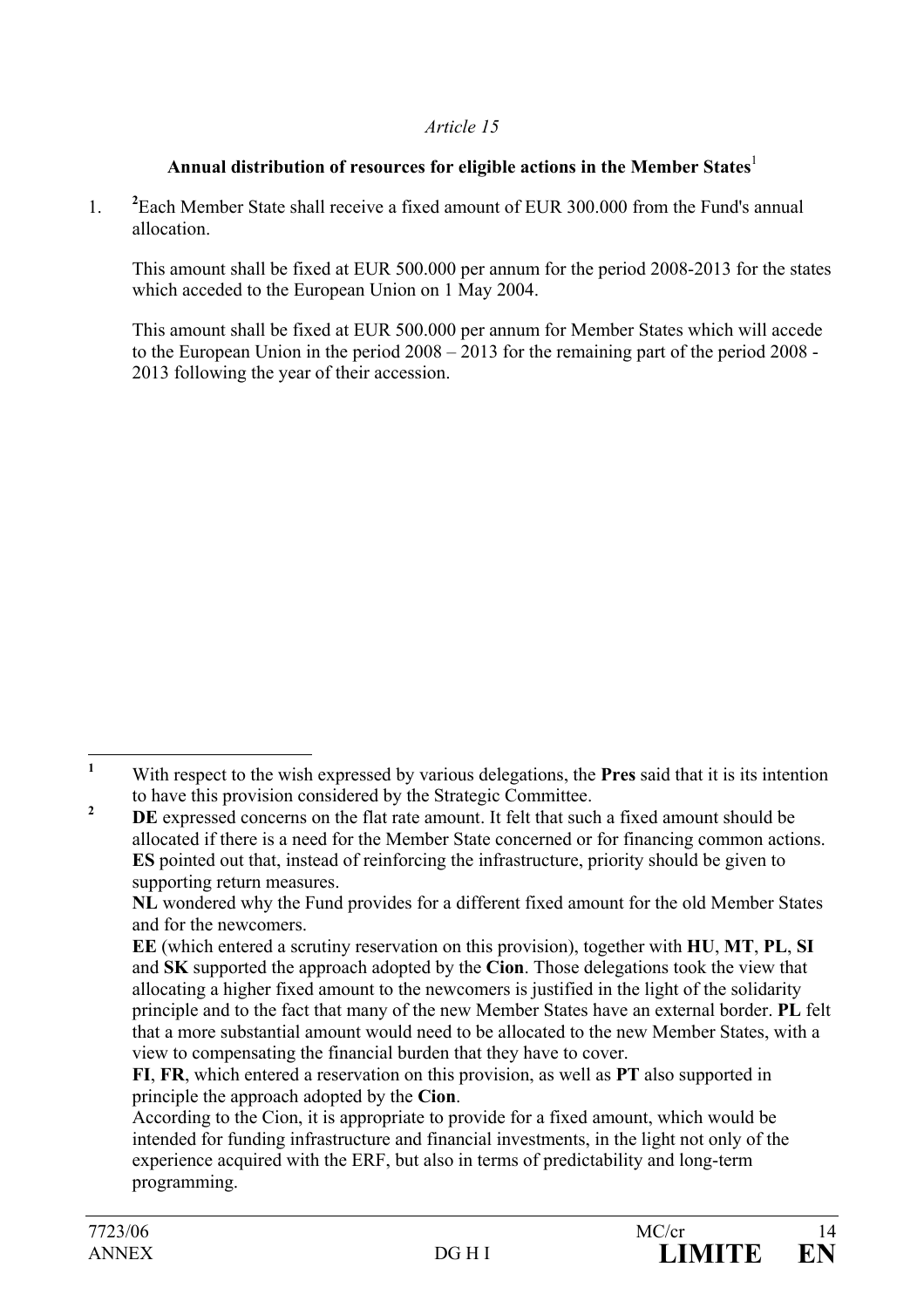*Article 15*

**Annual distribution of resources for eligible actions in the Member States**[1]

1. [2]Each Member State shall receive a fixed amount of EUR 300.000 from the Fund's annual allocation.

   This amount shall be fixed at EUR 500.000 per annum for the period 2008-2013 for the states which acceded to the European Union on 1 May 2004.

   This amount shall be fixed at EUR 500.000 per annum for Member States which will accede to the European Union in the period 2008 – 2013 for the remaining part of the period 2008 - 2013 following the year of their accession.

---

[1] With respect to the wish expressed by various delegations, the **Pres** said that it is its intention to have this provision considered by the Strategic Committee.

[2] **DE** expressed concerns on the flat rate amount. It felt that such a fixed amount should be allocated if there is a need for the Member State concerned or for financing common actions. **ES** pointed out that, instead of reinforcing the infrastructure, priority should be given to supporting return measures.
**NL** wondered why the Fund provides for a different fixed amount for the old Member States and for the newcomers.
**EE** (which entered a scrutiny reservation on this provision), together with **HU**, **MT**, **PL**, **SI** and **SK** supported the approach adopted by the **Cion**. Those delegations took the view that allocating a higher fixed amount to the newcomers is justified in the light of the solidarity principle and to the fact that many of the new Member States have an external border. **PL** felt that a more substantial amount would need to be allocated to the new Member States, with a view to compensating the financial burden that they have to cover.
**FI**, **FR**, which entered a reservation on this provision, as well as **PT** also supported in principle the approach adopted by the **Cion**.
According to the Cion, it is appropriate to provide for a fixed amount, which would be intended for funding infrastructure and financial investments, in the light not only of the experience acquired with the ERF, but also in terms of predictability and long-term programming.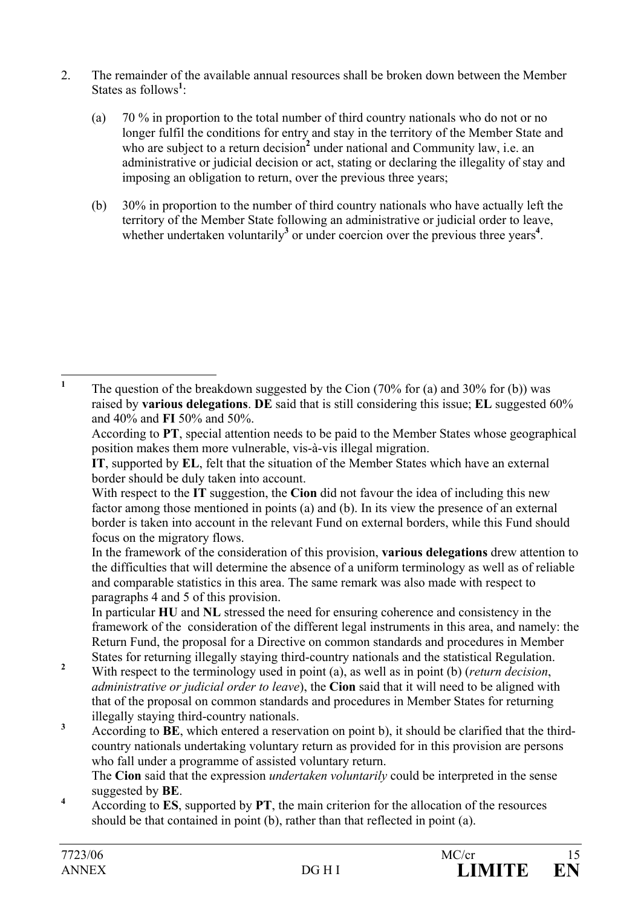2. The remainder of the available annual resources shall be broken down between the Member States as follows[1]:

   (a) 70 % in proportion to the total number of third country nationals who do not or no longer fulfil the conditions for entry and stay in the territory of the Member State and who are subject to a return decision[2] under national and Community law, i.e. an administrative or judicial decision or act, stating or declaring the illegality of stay and imposing an obligation to return, over the previous three years;

   (b) 30% in proportion to the number of third country nationals who have actually left the territory of the Member State following an administrative or judicial order to leave, whether undertaken voluntarily[3] or under coercion over the previous three years[4].

---

[1] The question of the breakdown suggested by the Cion (70% for (a) and 30% for (b)) was raised by **various delegations**. **DE** said that is still considering this issue; **EL** suggested 60% and 40% and **FI** 50% and 50%.
According to **PT**, special attention needs to be paid to the Member States whose geographical position makes them more vulnerable, vis-à-vis illegal migration.
**IT**, supported by **EL**, felt that the situation of the Member States which have an external border should be duly taken into account.
With respect to the **IT** suggestion, the **Cion** did not favour the idea of including this new factor among those mentioned in points (a) and (b). In its view the presence of an external border is taken into account in the relevant Fund on external borders, while this Fund should focus on the migratory flows.
In the framework of the consideration of this provision, **various delegations** drew attention to the difficulties that will determine the absence of a uniform terminology as well as of reliable and comparable statistics in this area. The same remark was also made with respect to paragraphs 4 and 5 of this provision.
In particular **HU** and **NL** stressed the need for ensuring coherence and consistency in the framework of the consideration of the different legal instruments in this area, and namely: the Return Fund, the proposal for a Directive on common standards and procedures in Member States for returning illegally staying third-country nationals and the statistical Regulation.

[2] With respect to the terminology used in point (a), as well as in point (b) (*return decision*, *administrative or judicial order to leave*), the **Cion** said that it will need to be aligned with that of the proposal on common standards and procedures in Member States for returning illegally staying third-country nationals.

[3] According to **BE**, which entered a reservation on point b), it should be clarified that the third-country nationals undertaking voluntary return as provided for in this provision are persons who fall under a programme of assisted voluntary return.
The **Cion** said that the expression *undertaken voluntarily* could be interpreted in the sense suggested by **BE**.

[4] According to **ES**, supported by **PT**, the main criterion for the allocation of the resources should be that contained in point (b), rather than that reflected in point (a).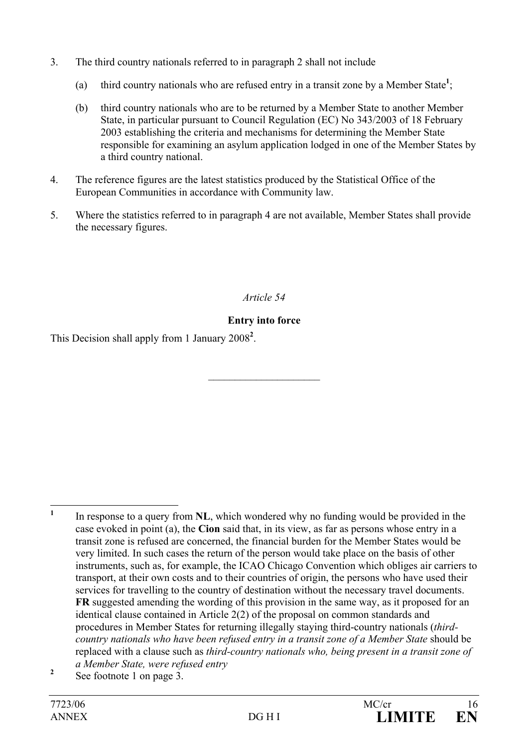3. The third country nationals referred to in paragraph 2 shall not include

   (a) third country nationals who are refused entry in a transit zone by a Member State[1];

   (b) third country nationals who are to be returned by a Member State to another Member State, in particular pursuant to Council Regulation (EC) No 343/2003 of 18 February 2003 establishing the criteria and mechanisms for determining the Member State responsible for examining an asylum application lodged in one of the Member States by a third country national.

4. The reference figures are the latest statistics produced by the Statistical Office of the European Communities in accordance with Community law.

5. Where the statistics referred to in paragraph 4 are not available, Member States shall provide the necessary figures.

*Article 54*

**Entry into force**

This Decision shall apply from 1 January 2008[2].

---

[1] In response to a query from **NL**, which wondered why no funding would be provided in the case evoked in point (a), the **Cion** said that, in its view, as far as persons whose entry in a transit zone is refused are concerned, the financial burden for the Member States would be very limited. In such cases the return of the person would take place on the basis of other instruments, such as, for example, the ICAO Chicago Convention which obliges air carriers to transport, at their own costs and to their countries of origin, the persons who have used their services for travelling to the country of destination without the necessary travel documents. **FR** suggested amending the wording of this provision in the same way, as it proposed for an identical clause contained in Article 2(2) of the proposal on common standards and procedures in Member States for returning illegally staying third-country nationals (*third-country nationals who have been refused entry in a transit zone of a Member State* should be replaced with a clause such as *third-country nationals who, being present in a transit zone of a Member State, were refused entry*

[2] See footnote 1 on page 3.